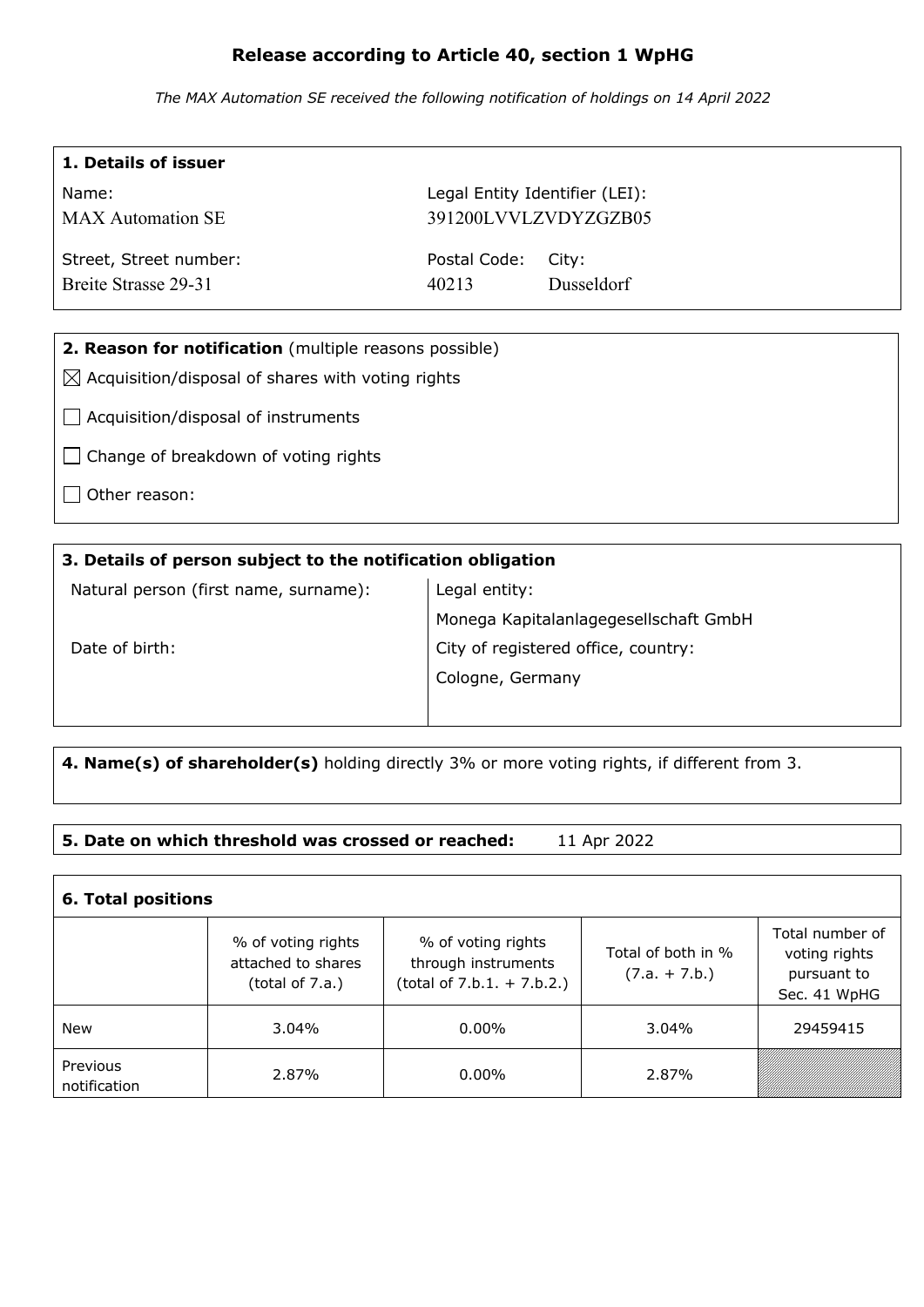# Release according to Article 40, section 1 WpHG

*The MAX Automation SE received the following notification of holdings on 14 April 2022*

## 1. Details of issuer

| Name: | Legal Entity Identifier (LEI): | |
|---|---|---|
| MAX Automation SE | 391200LVVLZVDYZGZB05 | |
| **Street, Street number:** | **Postal Code:** | **City:** |
| Breite Strasse 29-31 | 40213 | Dusseldorf |

## 2. Reason for notification (multiple reasons possible)

- ☒ Acquisition/disposal of shares with voting rights
- ☐ Acquisition/disposal of instruments
- ☐ Change of breakdown of voting rights
- ☐ Other reason:

## 3. Details of person subject to the notification obligation

| Natural person (first name, surname): | Legal entity: |
|---|---|
| | Monega Kapitalanlagegesellschaft GmbH |
| Date of birth: | City of registered office, country: |
| | Cologne, Germany |

## 4. Name(s) of shareholder(s) holding directly 3% or more voting rights, if different from 3.

## 5. Date on which threshold was crossed or reached: 11 Apr 2022

## 6. Total positions

| | % of voting rights attached to shares (total of 7.a.) | % of voting rights through instruments (total of 7.b.1. + 7.b.2.) | Total of both in % (7.a. + 7.b.) | Total number of voting rights pursuant to Sec. 41 WpHG |
|---|---|---|---|---|
| New | 3.04% | 0.00% | 3.04% | 29459415 |
| Previous notification | 2.87% | 0.00% | 2.87% | |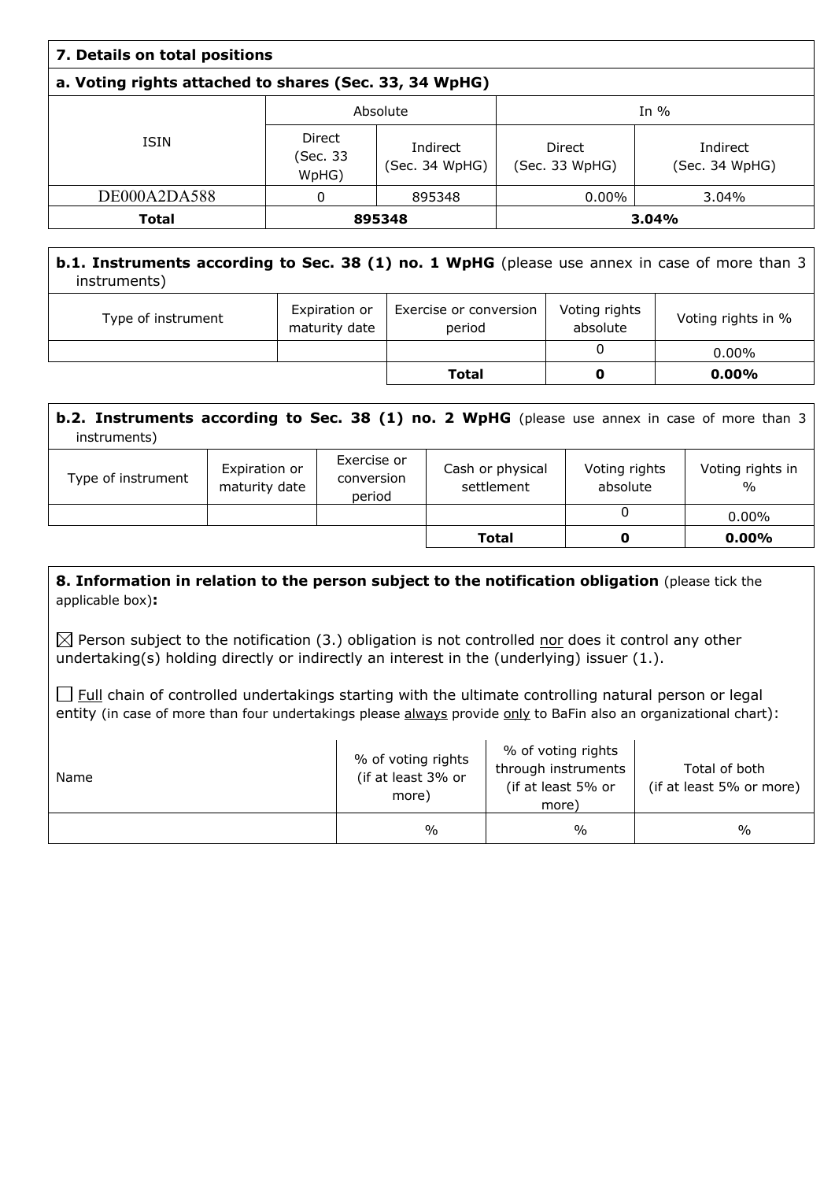### 7. Details on total positions

#### a. Voting rights attached to shares (Sec. 33, 34 WpHG)

| ISIN | Absolute | | In % | |
|---|---|---|---|---|
| | Direct (Sec. 33 WpHG) | Indirect (Sec. 34 WpHG) | Direct (Sec. 33 WpHG) | Indirect (Sec. 34 WpHG) |
| DE000A2DA588 | 0 | 895348 | 0.00% | 3.04% |
| **Total** | **895348** | | **3.04%** | |

#### b.1. Instruments according to Sec. 38 (1) no. 1 WpHG (please use annex in case of more than 3 instruments)

| Type of instrument | Expiration or maturity date | Exercise or conversion period | Voting rights absolute | Voting rights in % |
|---|---|---|---|---|
| | | | 0 | 0.00% |
| | | **Total** | **0** | **0.00%** |

#### b.2. Instruments according to Sec. 38 (1) no. 2 WpHG (please use annex in case of more than 3 instruments)

| Type of instrument | Expiration or maturity date | Exercise or conversion period | Cash or physical settlement | Voting rights absolute | Voting rights in % |
|---|---|---|---|---|---|
| | | | | 0 | 0.00% |
| | | | **Total** | **0** | **0.00%** |

### 8. Information in relation to the person subject to the notification obligation (please tick the applicable box):

☒ Person subject to the notification (3.) obligation is not controlled nor does it control any other undertaking(s) holding directly or indirectly an interest in the (underlying) issuer (1.).

☐ Full chain of controlled undertakings starting with the ultimate controlling natural person or legal entity (in case of more than four undertakings please always provide only to BaFin also an organizational chart):

| Name | % of voting rights (if at least 3% or more) | % of voting rights through instruments (if at least 5% or more) | Total of both (if at least 5% or more) |
|---|---|---|---|
| | % | % | % |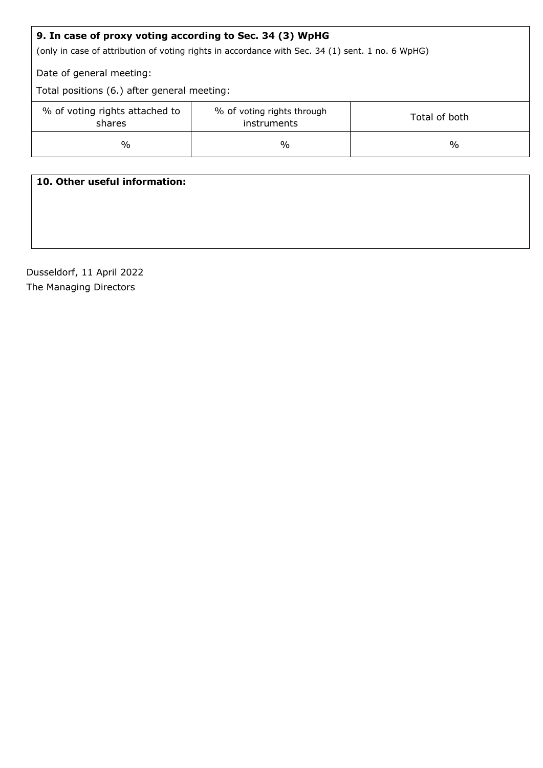**9. In case of proxy voting according to Sec. 34 (3) WpHG**

(only in case of attribution of voting rights in accordance with Sec. 34 (1) sent. 1 no. 6 WpHG)

Date of general meeting:

Total positions (6.) after general meeting:

| % of voting rights attached to shares | % of voting rights through instruments | Total of both |
|---|---|---|
| % | % | % |

**10. Other useful information:**

Dusseldorf, 11 April 2022
The Managing Directors